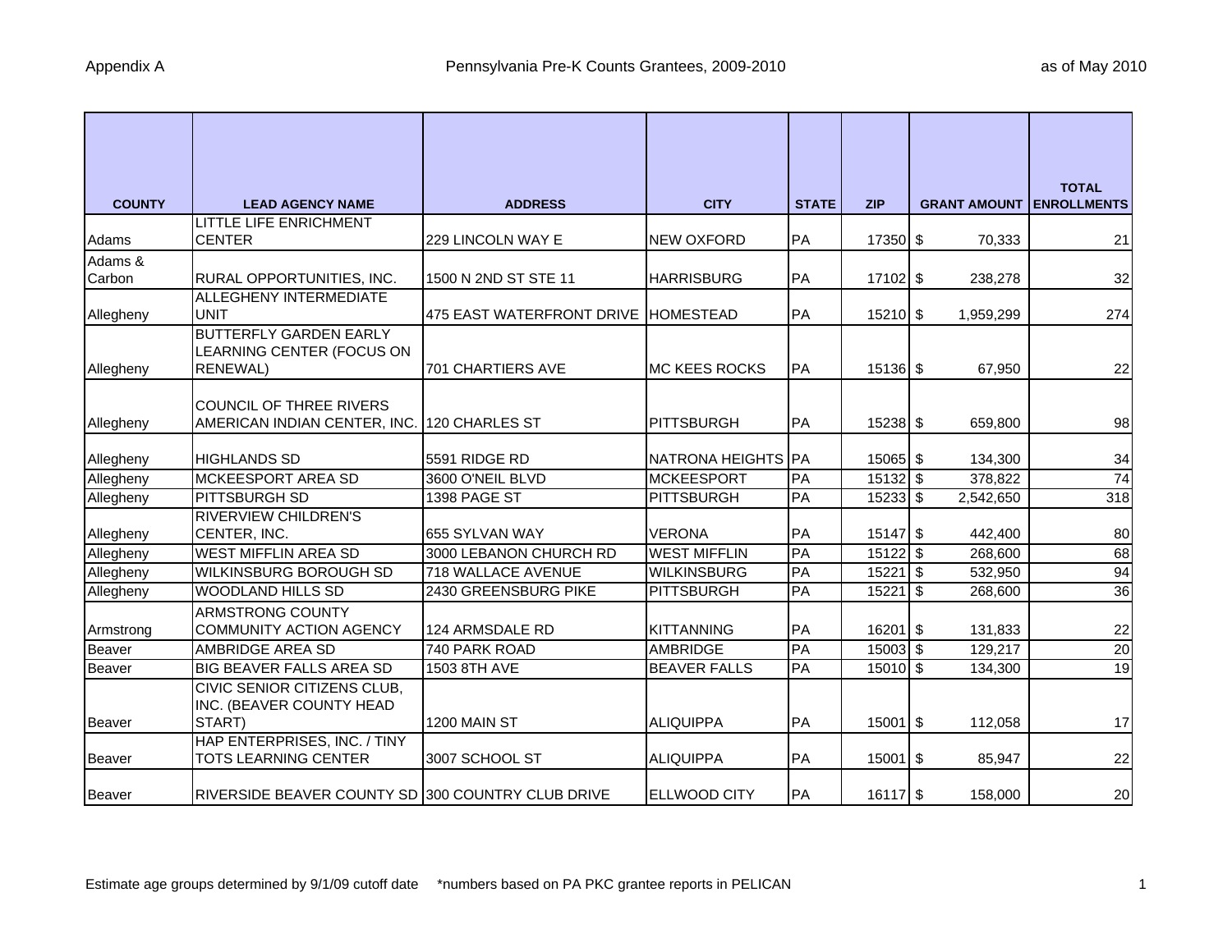# Appendix A — Pennsylvania Pre-K Counts Grantees, 2009-2010 (as of May 2010)

| COUNTY | LEAD AGENCY NAME | ADDRESS | CITY | STATE | ZIP | GRANT AMOUNT | TOTAL ENROLLMENTS |
|---|---|---|---|---|---|---|---|
| Adams | LITTLE LIFE ENRICHMENT CENTER | 229 LINCOLN WAY E | NEW OXFORD | PA | 17350 | $ 70,333 | 21 |
| Adams & Carbon | RURAL OPPORTUNITIES, INC. | 1500 N 2ND ST STE 11 | HARRISBURG | PA | 17102 | $ 238,278 | 32 |
| Allegheny | ALLEGHENY INTERMEDIATE UNIT | 475 EAST WATERFRONT DRIVE | HOMESTEAD | PA | 15210 | $ 1,959,299 | 274 |
| Allegheny | BUTTERFLY GARDEN EARLY LEARNING CENTER (FOCUS ON RENEWAL) | 701 CHARTIERS AVE | MC KEES ROCKS | PA | 15136 | $ 67,950 | 22 |
| Allegheny | COUNCIL OF THREE RIVERS AMERICAN INDIAN CENTER, INC. | 120 CHARLES ST | PITTSBURGH | PA | 15238 | $ 659,800 | 98 |
| Allegheny | HIGHLANDS SD | 5591 RIDGE RD | NATRONA HEIGHTS | PA | 15065 | $ 134,300 | 34 |
| Allegheny | MCKEESPORT AREA SD | 3600 O'NEIL BLVD | MCKEESPORT | PA | 15132 | $ 378,822 | 74 |
| Allegheny | PITTSBURGH SD | 1398 PAGE ST | PITTSBURGH | PA | 15233 | $ 2,542,650 | 318 |
| Allegheny | RIVERVIEW CHILDREN'S CENTER, INC. | 655 SYLVAN WAY | VERONA | PA | 15147 | $ 442,400 | 80 |
| Allegheny | WEST MIFFLIN AREA SD | 3000 LEBANON CHURCH RD | WEST MIFFLIN | PA | 15122 | $ 268,600 | 68 |
| Allegheny | WILKINSBURG BOROUGH SD | 718 WALLACE AVENUE | WILKINSBURG | PA | 15221 | $ 532,950 | 94 |
| Allegheny | WOODLAND HILLS SD | 2430 GREENSBURG PIKE | PITTSBURGH | PA | 15221 | $ 268,600 | 36 |
| Armstrong | ARMSTRONG COUNTY COMMUNITY ACTION AGENCY | 124 ARMSDALE RD | KITTANNING | PA | 16201 | $ 131,833 | 22 |
| Beaver | AMBRIDGE AREA SD | 740 PARK ROAD | AMBRIDGE | PA | 15003 | $ 129,217 | 20 |
| Beaver | BIG BEAVER FALLS AREA SD | 1503 8TH AVE | BEAVER FALLS | PA | 15010 | $ 134,300 | 19 |
| Beaver | CIVIC SENIOR CITIZENS CLUB, INC. (BEAVER COUNTY HEAD START) | 1200 MAIN ST | ALIQUIPPA | PA | 15001 | $ 112,058 | 17 |
| Beaver | HAP ENTERPRISES, INC. / TINY TOTS LEARNING CENTER | 3007 SCHOOL ST | ALIQUIPPA | PA | 15001 | $ 85,947 | 22 |
| Beaver | RIVERSIDE BEAVER COUNTY SD | 300 COUNTRY CLUB DRIVE | ELLWOOD CITY | PA | 16117 | $ 158,000 | 20 |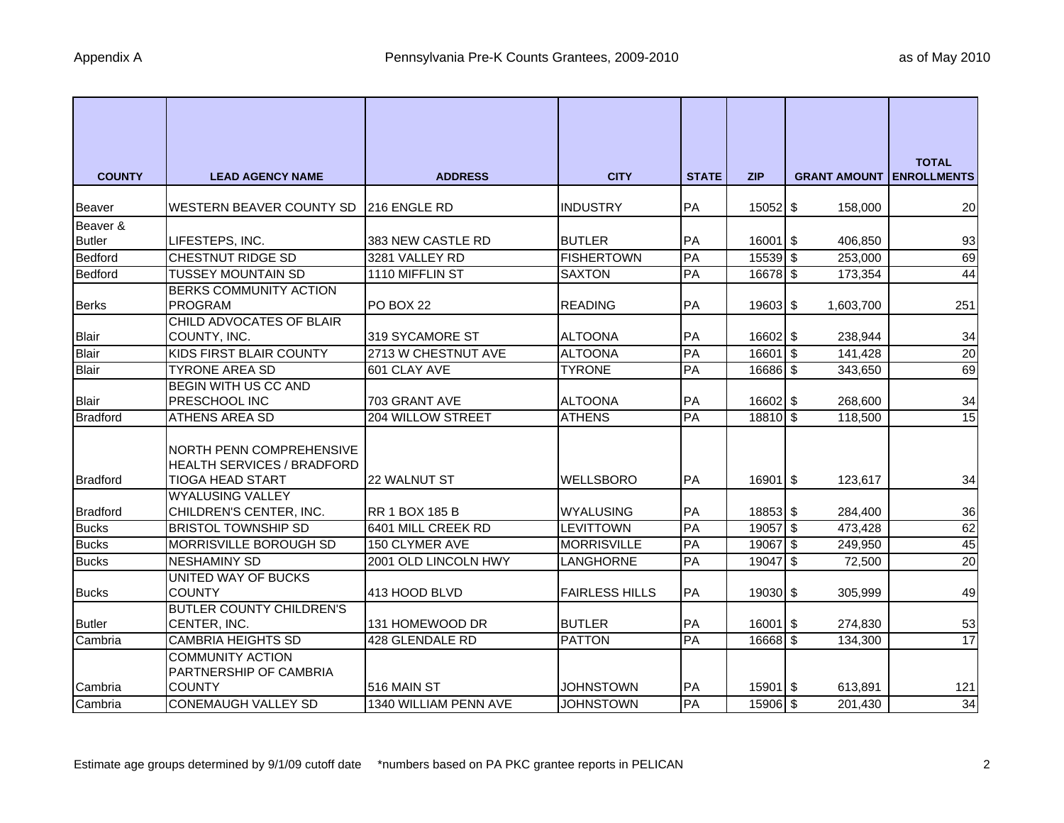Appendix A

# Pennsylvania Pre-K Counts Grantees, 2009-2010

as of May 2010

| COUNTY | LEAD AGENCY NAME | ADDRESS | CITY | STATE | ZIP | GRANT AMOUNT | TOTAL ENROLLMENTS |
|---|---|---|---|---|---|---|---|
| Beaver | WESTERN BEAVER COUNTY SD | 216 ENGLE RD | INDUSTRY | PA | 15052 | $ 158,000 | 20 |
| Beaver & Butler | LIFESTEPS, INC. | 383 NEW CASTLE RD | BUTLER | PA | 16001 | $ 406,850 | 93 |
| Bedford | CHESTNUT RIDGE SD | 3281 VALLEY RD | FISHERTOWN | PA | 15539 | $ 253,000 | 69 |
| Bedford | TUSSEY MOUNTAIN SD | 1110 MIFFLIN ST | SAXTON | PA | 16678 | $ 173,354 | 44 |
| Berks | BERKS COMMUNITY ACTION PROGRAM | PO BOX 22 | READING | PA | 19603 | $ 1,603,700 | 251 |
| Blair | CHILD ADVOCATES OF BLAIR COUNTY, INC. | 319 SYCAMORE ST | ALTOONA | PA | 16602 | $ 238,944 | 34 |
| Blair | KIDS FIRST BLAIR COUNTY | 2713 W CHESTNUT AVE | ALTOONA | PA | 16601 | $ 141,428 | 20 |
| Blair | TYRONE AREA SD | 601 CLAY AVE | TYRONE | PA | 16686 | $ 343,650 | 69 |
| Blair | BEGIN WITH US CC AND PRESCHOOL INC | 703 GRANT AVE | ALTOONA | PA | 16602 | $ 268,600 | 34 |
| Bradford | ATHENS AREA SD | 204 WILLOW STREET | ATHENS | PA | 18810 | $ 118,500 | 15 |
| Bradford | NORTH PENN COMPREHENSIVE HEALTH SERVICES / BRADFORD TIOGA HEAD START | 22 WALNUT ST | WELLSBORO | PA | 16901 | $ 123,617 | 34 |
| Bradford | WYALUSING VALLEY CHILDREN'S CENTER, INC. | RR 1 BOX 185 B | WYALUSING | PA | 18853 | $ 284,400 | 36 |
| Bucks | BRISTOL TOWNSHIP SD | 6401 MILL CREEK RD | LEVITTOWN | PA | 19057 | $ 473,428 | 62 |
| Bucks | MORRISVILLE BOROUGH SD | 150 CLYMER AVE | MORRISVILLE | PA | 19067 | $ 249,950 | 45 |
| Bucks | NESHAMINY SD | 2001 OLD LINCOLN HWY | LANGHORNE | PA | 19047 | $ 72,500 | 20 |
| Bucks | UNITED WAY OF BUCKS COUNTY | 413 HOOD BLVD | FAIRLESS HILLS | PA | 19030 | $ 305,999 | 49 |
| Butler | BUTLER COUNTY CHILDREN'S CENTER, INC. | 131 HOMEWOOD DR | BUTLER | PA | 16001 | $ 274,830 | 53 |
| Cambria | CAMBRIA HEIGHTS SD | 428 GLENDALE RD | PATTON | PA | 16668 | $ 134,300 | 17 |
| Cambria | COMMUNITY ACTION PARTNERSHIP OF CAMBRIA COUNTY | 516 MAIN ST | JOHNSTOWN | PA | 15901 | $ 613,891 | 121 |
| Cambria | CONEMAUGH VALLEY SD | 1340 WILLIAM PENN AVE | JOHNSTOWN | PA | 15906 | $ 201,430 | 34 |

Estimate age groups determined by 9/1/09 cutoff date *numbers based on PA PKC grantee reports in PELICAN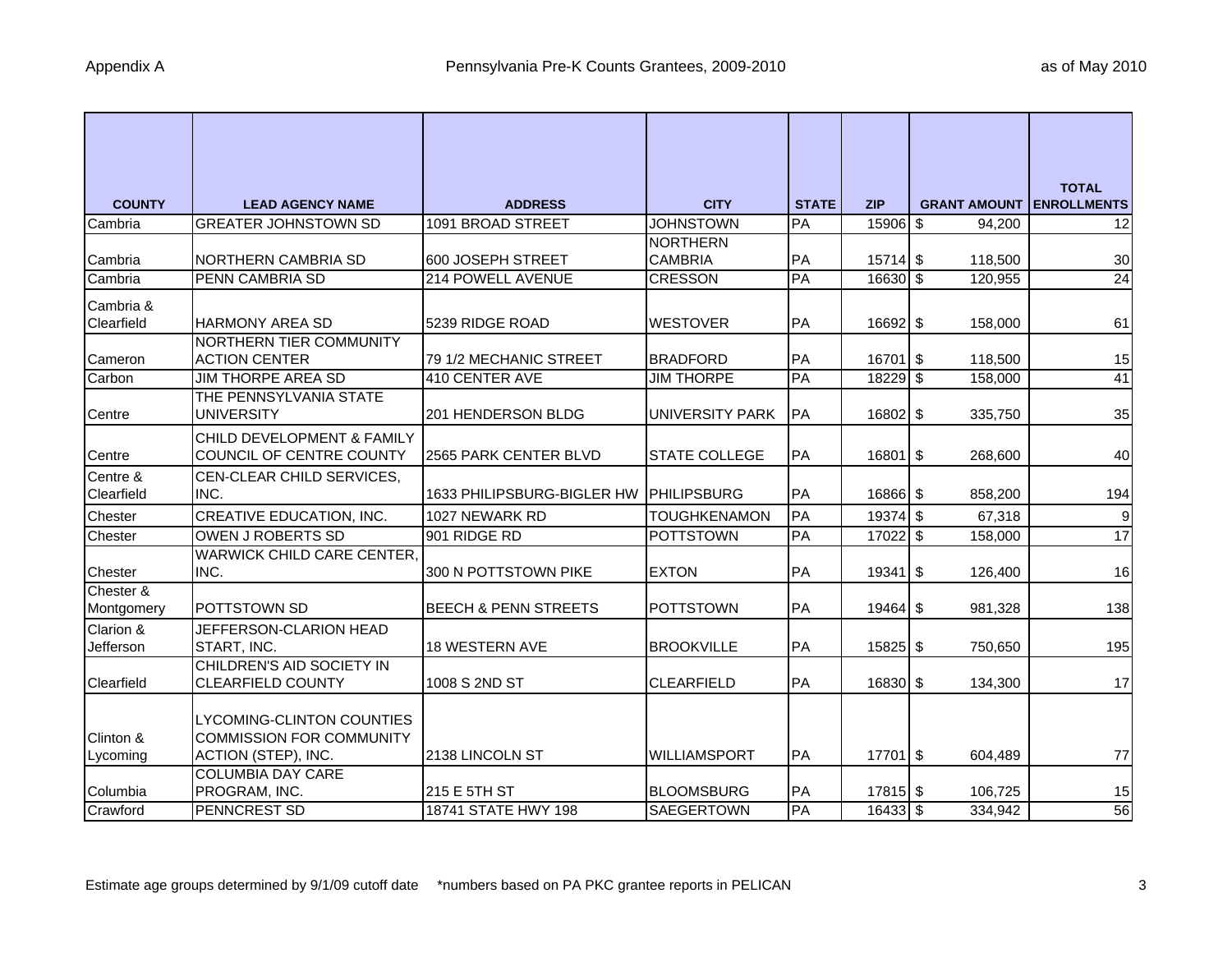Appendix A | Pennsylvania Pre-K Counts Grantees, 2009-2010 | as of May 2010

| COUNTY | LEAD AGENCY NAME | ADDRESS | CITY | STATE | ZIP | GRANT AMOUNT | TOTAL ENROLLMENTS |
|---|---|---|---|---|---|---|---|
| Cambria | GREATER JOHNSTOWN SD | 1091 BROAD STREET | JOHNSTOWN | PA | 15906 | $ 94,200 | 12 |
| Cambria | NORTHERN CAMBRIA SD | 600 JOSEPH STREET | NORTHERN CAMBRIA | PA | 15714 | $ 118,500 | 30 |
| Cambria | PENN CAMBRIA SD | 214 POWELL AVENUE | CRESSON | PA | 16630 | $ 120,955 | 24 |
| Cambria & Clearfield | HARMONY AREA SD | 5239 RIDGE ROAD | WESTOVER | PA | 16692 | $ 158,000 | 61 |
| Cameron | NORTHERN TIER COMMUNITY ACTION CENTER | 79 1/2 MECHANIC STREET | BRADFORD | PA | 16701 | $ 118,500 | 15 |
| Carbon | JIM THORPE AREA SD | 410 CENTER AVE | JIM THORPE | PA | 18229 | $ 158,000 | 41 |
| Centre | THE PENNSYLVANIA STATE UNIVERSITY | 201 HENDERSON BLDG | UNIVERSITY PARK | PA | 16802 | $ 335,750 | 35 |
| Centre | CHILD DEVELOPMENT & FAMILY COUNCIL OF CENTRE COUNTY | 2565 PARK CENTER BLVD | STATE COLLEGE | PA | 16801 | $ 268,600 | 40 |
| Centre & Clearfield | CEN-CLEAR CHILD SERVICES, INC. | 1633 PHILIPSBURG-BIGLER HW | PHILIPSBURG | PA | 16866 | $ 858,200 | 194 |
| Chester | CREATIVE EDUCATION, INC. | 1027 NEWARK RD | TOUGHKENAMON | PA | 19374 | $ 67,318 | 9 |
| Chester | OWEN J ROBERTS SD | 901 RIDGE RD | POTTSTOWN | PA | 17022 | $ 158,000 | 17 |
| Chester | WARWICK CHILD CARE CENTER, INC. | 300 N POTTSTOWN PIKE | EXTON | PA | 19341 | $ 126,400 | 16 |
| Chester & Montgomery | POTTSTOWN SD | BEECH & PENN STREETS | POTTSTOWN | PA | 19464 | $ 981,328 | 138 |
| Clarion & Jefferson | JEFFERSON-CLARION HEAD START, INC. | 18 WESTERN AVE | BROOKVILLE | PA | 15825 | $ 750,650 | 195 |
| Clearfield | CHILDREN'S AID SOCIETY IN CLEARFIELD COUNTY | 1008 S 2ND ST | CLEARFIELD | PA | 16830 | $ 134,300 | 17 |
| Clinton & Lycoming | LYCOMING-CLINTON COUNTIES COMMISSION FOR COMMUNITY ACTION (STEP), INC. | 2138 LINCOLN ST | WILLIAMSPORT | PA | 17701 | $ 604,489 | 77 |
| Columbia | COLUMBIA DAY CARE PROGRAM, INC. | 215 E 5TH ST | BLOOMSBURG | PA | 17815 | $ 106,725 | 15 |
| Crawford | PENNCREST SD | 18741 STATE HWY 198 | SAEGERTOWN | PA | 16433 | $ 334,942 | 56 |

Estimate age groups determined by 9/1/09 cutoff date \*numbers based on PA PKC grantee reports in PELICAN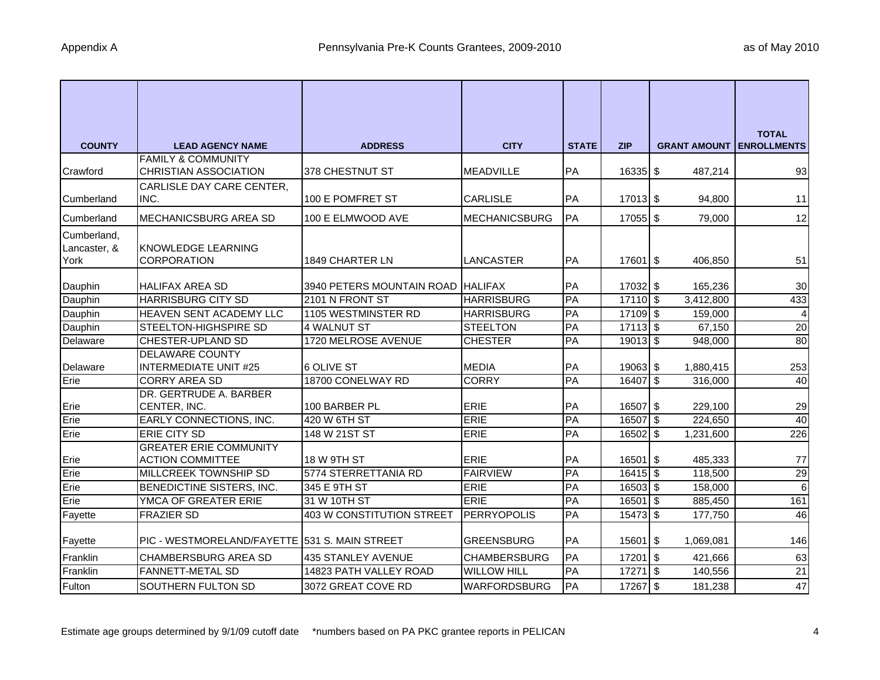| COUNTY | LEAD AGENCY NAME | ADDRESS | CITY | STATE | ZIP | GRANT AMOUNT | TOTAL ENROLLMENTS |
|---|---|---|---|---|---|---|---|
| Crawford | FAMILY & COMMUNITY CHRISTIAN ASSOCIATION | 378 CHESTNUT ST | MEADVILLE | PA | 16335 | $ 487,214 | 93 |
| Cumberland | CARLISLE DAY CARE CENTER, INC. | 100 E POMFRET ST | CARLISLE | PA | 17013 | $ 94,800 | 11 |
| Cumberland | MECHANICSBURG AREA SD | 100 E ELMWOOD AVE | MECHANICSBURG | PA | 17055 | $ 79,000 | 12 |
| Cumberland, Lancaster, & York | KNOWLEDGE LEARNING CORPORATION | 1849 CHARTER LN | LANCASTER | PA | 17601 | $ 406,850 | 51 |
| Dauphin | HALIFAX AREA SD | 3940 PETERS MOUNTAIN ROAD | HALIFAX | PA | 17032 | $ 165,236 | 30 |
| Dauphin | HARRISBURG CITY SD | 2101 N FRONT ST | HARRISBURG | PA | 17110 | $ 3,412,800 | 433 |
| Dauphin | HEAVEN SENT ACADEMY LLC | 1105 WESTMINSTER RD | HARRISBURG | PA | 17109 | $ 159,000 | 4 |
| Dauphin | STEELTON-HIGHSPIRE SD | 4 WALNUT ST | STEELTON | PA | 17113 | $ 67,150 | 20 |
| Delaware | CHESTER-UPLAND SD | 1720 MELROSE AVENUE | CHESTER | PA | 19013 | $ 948,000 | 80 |
| Delaware | DELAWARE COUNTY INTERMEDIATE UNIT #25 | 6 OLIVE ST | MEDIA | PA | 19063 | $ 1,880,415 | 253 |
| Erie | CORRY AREA SD | 18700 CONELWAY RD | CORRY | PA | 16407 | $ 316,000 | 40 |
| Erie | DR. GERTRUDE A. BARBER CENTER, INC. | 100 BARBER PL | ERIE | PA | 16507 | $ 229,100 | 29 |
| Erie | EARLY CONNECTIONS, INC. | 420 W 6TH ST | ERIE | PA | 16507 | $ 224,650 | 40 |
| Erie | ERIE CITY SD | 148 W 21ST ST | ERIE | PA | 16502 | $ 1,231,600 | 226 |
| Erie | GREATER ERIE COMMUNITY ACTION COMMITTEE | 18 W 9TH ST | ERIE | PA | 16501 | $ 485,333 | 77 |
| Erie | MILLCREEK TOWNSHIP SD | 5774 STERRETTANIA RD | FAIRVIEW | PA | 16415 | $ 118,500 | 29 |
| Erie | BENEDICTINE SISTERS, INC. | 345 E 9TH ST | ERIE | PA | 16503 | $ 158,000 | 6 |
| Erie | YMCA OF GREATER ERIE | 31 W 10TH ST | ERIE | PA | 16501 | $ 885,450 | 161 |
| Fayette | FRAZIER SD | 403 W CONSTITUTION STREET | PERRYOPOLIS | PA | 15473 | $ 177,750 | 46 |
| Fayette | PIC - WESTMORELAND/FAYETTE | 531 S. MAIN STREET | GREENSBURG | PA | 15601 | $ 1,069,081 | 146 |
| Franklin | CHAMBERSBURG AREA SD | 435 STANLEY AVENUE | CHAMBERSBURG | PA | 17201 | $ 421,666 | 63 |
| Franklin | FANNETT-METAL SD | 14823 PATH VALLEY ROAD | WILLOW HILL | PA | 17271 | $ 140,556 | 21 |
| Fulton | SOUTHERN FULTON SD | 3072 GREAT COVE RD | WARFORDSBURG | PA | 17267 | $ 181,238 | 47 |

Estimate age groups determined by 9/1/09 cutoff date *numbers based on PA PKC grantee reports in PELICAN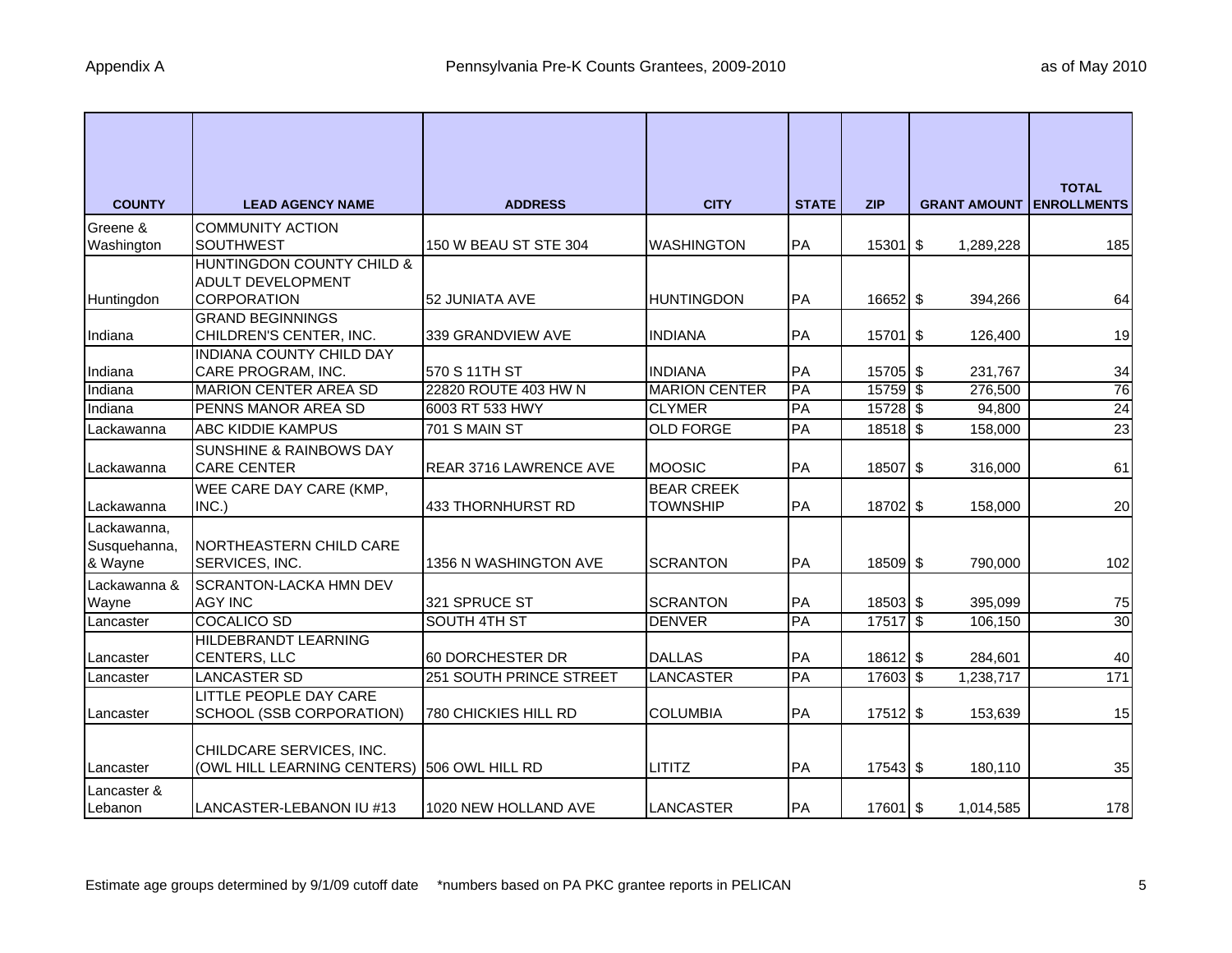| COUNTY | LEAD AGENCY NAME | ADDRESS | CITY | STATE | ZIP | GRANT AMOUNT | TOTAL ENROLLMENTS |
|---|---|---|---|---|---|---|---|
| Greene & Washington | COMMUNITY ACTION SOUTHWEST | 150 W BEAU ST STE 304 | WASHINGTON | PA | 15301 | $ 1,289,228 | 185 |
| Huntingdon | HUNTINGDON COUNTY CHILD & ADULT DEVELOPMENT CORPORATION | 52 JUNIATA AVE | HUNTINGDON | PA | 16652 | $ 394,266 | 64 |
| Indiana | GRAND BEGINNINGS CHILDREN'S CENTER, INC. | 339 GRANDVIEW AVE | INDIANA | PA | 15701 | $ 126,400 | 19 |
| Indiana | INDIANA COUNTY CHILD DAY CARE PROGRAM, INC. | 570 S 11TH ST | INDIANA | PA | 15705 | $ 231,767 | 34 |
| Indiana | MARION CENTER AREA SD | 22820 ROUTE 403 HW N | MARION CENTER | PA | 15759 | $ 276,500 | 76 |
| Indiana | PENNS MANOR AREA SD | 6003 RT 533 HWY | CLYMER | PA | 15728 | $ 94,800 | 24 |
| Lackawanna | ABC KIDDIE KAMPUS | 701 S MAIN ST | OLD FORGE | PA | 18518 | $ 158,000 | 23 |
| Lackawanna | SUNSHINE & RAINBOWS DAY CARE CENTER | REAR 3716 LAWRENCE AVE | MOOSIC | PA | 18507 | $ 316,000 | 61 |
| Lackawanna | WEE CARE DAY CARE (KMP, INC.) | 433 THORNHURST RD | BEAR CREEK TOWNSHIP | PA | 18702 | $ 158,000 | 20 |
| Lackawanna, Susquehanna, & Wayne | NORTHEASTERN CHILD CARE SERVICES, INC. | 1356 N WASHINGTON AVE | SCRANTON | PA | 18509 | $ 790,000 | 102 |
| Lackawanna & Wayne | SCRANTON-LACKA HMN DEV AGY INC | 321 SPRUCE ST | SCRANTON | PA | 18503 | $ 395,099 | 75 |
| Lancaster | COCALICO SD | SOUTH 4TH ST | DENVER | PA | 17517 | $ 106,150 | 30 |
| Lancaster | HILDEBRANDT LEARNING CENTERS, LLC | 60 DORCHESTER DR | DALLAS | PA | 18612 | $ 284,601 | 40 |
| Lancaster | LANCASTER SD | 251 SOUTH PRINCE STREET | LANCASTER | PA | 17603 | $ 1,238,717 | 171 |
| Lancaster | LITTLE PEOPLE DAY CARE SCHOOL (SSB CORPORATION) | 780 CHICKIES HILL RD | COLUMBIA | PA | 17512 | $ 153,639 | 15 |
| Lancaster | CHILDCARE SERVICES, INC. (OWL HILL LEARNING CENTERS) | 506 OWL HILL RD | LITITZ | PA | 17543 | $ 180,110 | 35 |
| Lancaster & Lebanon | LANCASTER-LEBANON IU #13 | 1020 NEW HOLLAND AVE | LANCASTER | PA | 17601 | $ 1,014,585 | 178 |

Estimate age groups determined by 9/1/09 cutoff date   *numbers based on PA PKC grantee reports in PELICAN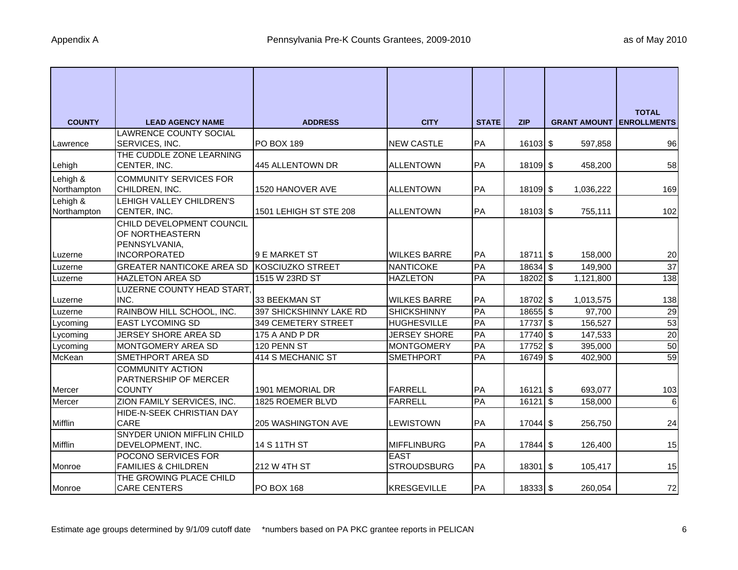| COUNTY | LEAD AGENCY NAME | ADDRESS | CITY | STATE | ZIP | GRANT AMOUNT | TOTAL ENROLLMENTS |
|---|---|---|---|---|---|---|---|
| Lawrence | LAWRENCE COUNTY SOCIAL SERVICES, INC. | PO BOX 189 | NEW CASTLE | PA | 16103 | $ 597,858 | 96 |
| Lehigh | THE CUDDLE ZONE LEARNING CENTER, INC. | 445 ALLENTOWN DR | ALLENTOWN | PA | 18109 | $ 458,200 | 58 |
| Lehigh & Northampton | COMMUNITY SERVICES FOR CHILDREN, INC. | 1520 HANOVER AVE | ALLENTOWN | PA | 18109 | $ 1,036,222 | 169 |
| Lehigh & Northampton | LEHIGH VALLEY CHILDREN'S CENTER, INC. | 1501 LEHIGH ST STE 208 | ALLENTOWN | PA | 18103 | $ 755,111 | 102 |
| Luzerne | CHILD DEVELOPMENT COUNCIL OF NORTHEASTERN PENNSYLVANIA, INCORPORATED | 9 E MARKET ST | WILKES BARRE | PA | 18711 | $ 158,000 | 20 |
| Luzerne | GREATER NANTICOKE AREA SD | KOSCIUZKO STREET | NANTICOKE | PA | 18634 | $ 149,900 | 37 |
| Luzerne | HAZLETON AREA SD | 1515 W 23RD ST | HAZLETON | PA | 18202 | $ 1,121,800 | 138 |
| Luzerne | LUZERNE COUNTY HEAD START, INC. | 33 BEEKMAN ST | WILKES BARRE | PA | 18702 | $ 1,013,575 | 138 |
| Luzerne | RAINBOW HILL SCHOOL, INC. | 397 SHICKSHINNY LAKE RD | SHICKSHINNY | PA | 18655 | $ 97,700 | 29 |
| Lycoming | EAST LYCOMING SD | 349 CEMETERY STREET | HUGHESVILLE | PA | 17737 | $ 156,527 | 53 |
| Lycoming | JERSEY SHORE AREA SD | 175 A AND P DR | JERSEY SHORE | PA | 17740 | $ 147,533 | 20 |
| Lycoming | MONTGOMERY AREA SD | 120 PENN ST | MONTGOMERY | PA | 17752 | $ 395,000 | 50 |
| McKean | SMETHPORT AREA SD | 414 S MECHANIC ST | SMETHPORT | PA | 16749 | $ 402,900 | 59 |
| Mercer | COMMUNITY ACTION PARTNERSHIP OF MERCER COUNTY | 1901 MEMORIAL DR | FARRELL | PA | 16121 | $ 693,077 | 103 |
| Mercer | ZION FAMILY SERVICES, INC. | 1825 ROEMER BLVD | FARRELL | PA | 16121 | $ 158,000 | 6 |
| Mifflin | HIDE-N-SEEK CHRISTIAN DAY CARE | 205 WASHINGTON AVE | LEWISTOWN | PA | 17044 | $ 256,750 | 24 |
| Mifflin | SNYDER UNION MIFFLIN CHILD DEVELOPMENT, INC. | 14 S 11TH ST | MIFFLINBURG | PA | 17844 | $ 126,400 | 15 |
| Monroe | POCONO SERVICES FOR FAMILIES & CHILDREN | 212 W 4TH ST | EAST STROUDSBURG | PA | 18301 | $ 105,417 | 15 |
| Monroe | THE GROWING PLACE CHILD CARE CENTERS | PO BOX 168 | KRESGEVILLE | PA | 18333 | $ 260,054 | 72 |

Estimate age groups determined by 9/1/09 cutoff date \*numbers based on PA PKC grantee reports in PELICAN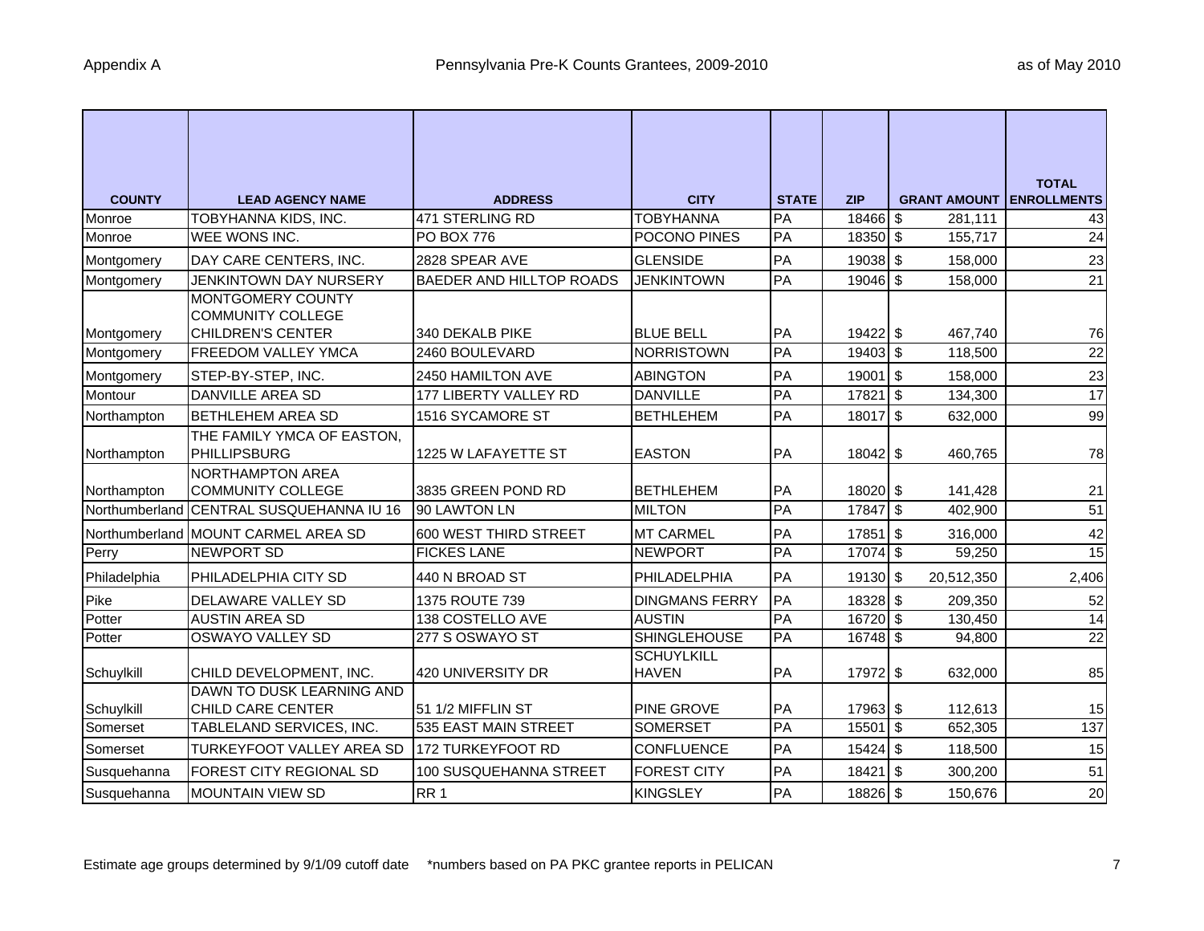| COUNTY | LEAD AGENCY NAME | ADDRESS | CITY | STATE | ZIP | GRANT AMOUNT | TOTAL ENROLLMENTS |
|---|---|---|---|---|---|---|---|
| Monroe | TOBYHANNA KIDS, INC. | 471 STERLING RD | TOBYHANNA | PA | 18466 | $ 281,111 | 43 |
| Monroe | WEE WONS INC. | PO BOX 776 | POCONO PINES | PA | 18350 | $ 155,717 | 24 |
| Montgomery | DAY CARE CENTERS, INC. | 2828 SPEAR AVE | GLENSIDE | PA | 19038 | $ 158,000 | 23 |
| Montgomery | JENKINTOWN DAY NURSERY | BAEDER AND HILLTOP ROADS | JENKINTOWN | PA | 19046 | $ 158,000 | 21 |
| Montgomery | MONTGOMERY COUNTY COMMUNITY COLLEGE CHILDREN'S CENTER | 340 DEKALB PIKE | BLUE BELL | PA | 19422 | $ 467,740 | 76 |
| Montgomery | FREEDOM VALLEY YMCA | 2460 BOULEVARD | NORRISTOWN | PA | 19403 | $ 118,500 | 22 |
| Montgomery | STEP-BY-STEP, INC. | 2450 HAMILTON AVE | ABINGTON | PA | 19001 | $ 158,000 | 23 |
| Montour | DANVILLE AREA SD | 177 LIBERTY VALLEY RD | DANVILLE | PA | 17821 | $ 134,300 | 17 |
| Northampton | BETHLEHEM AREA SD | 1516 SYCAMORE ST | BETHLEHEM | PA | 18017 | $ 632,000 | 99 |
| Northampton | THE FAMILY YMCA OF EASTON, PHILLIPSBURG | 1225 W LAFAYETTE ST | EASTON | PA | 18042 | $ 460,765 | 78 |
| Northampton | NORTHAMPTON AREA COMMUNITY COLLEGE | 3835 GREEN POND RD | BETHLEHEM | PA | 18020 | $ 141,428 | 21 |
| Northumberland | CENTRAL SUSQUEHANNA IU 16 | 90 LAWTON LN | MILTON | PA | 17847 | $ 402,900 | 51 |
| Northumberland | MOUNT CARMEL AREA SD | 600 WEST THIRD STREET | MT CARMEL | PA | 17851 | $ 316,000 | 42 |
| Perry | NEWPORT SD | FICKES LANE | NEWPORT | PA | 17074 | $ 59,250 | 15 |
| Philadelphia | PHILADELPHIA CITY SD | 440 N BROAD ST | PHILADELPHIA | PA | 19130 | $ 20,512,350 | 2,406 |
| Pike | DELAWARE VALLEY SD | 1375 ROUTE 739 | DINGMANS FERRY | PA | 18328 | $ 209,350 | 52 |
| Potter | AUSTIN AREA SD | 138 COSTELLO AVE | AUSTIN | PA | 16720 | $ 130,450 | 14 |
| Potter | OSWAYO VALLEY SD | 277 S OSWAYO ST | SHINGLEHOUSE | PA | 16748 | $ 94,800 | 22 |
| Schuylkill | CHILD DEVELOPMENT, INC. | 420 UNIVERSITY DR | SCHUYLKILL HAVEN | PA | 17972 | $ 632,000 | 85 |
| Schuylkill | DAWN TO DUSK LEARNING AND CHILD CARE CENTER | 51 1/2 MIFFLIN ST | PINE GROVE | PA | 17963 | $ 112,613 | 15 |
| Somerset | TABLELAND SERVICES, INC. | 535 EAST MAIN STREET | SOMERSET | PA | 15501 | $ 652,305 | 137 |
| Somerset | TURKEYFOOT VALLEY AREA SD | 172 TURKEYFOOT RD | CONFLUENCE | PA | 15424 | $ 118,500 | 15 |
| Susquehanna | FOREST CITY REGIONAL SD | 100 SUSQUEHANNA STREET | FOREST CITY | PA | 18421 | $ 300,200 | 51 |
| Susquehanna | MOUNTAIN VIEW SD | RR 1 | KINGSLEY | PA | 18826 | $ 150,676 | 20 |

Estimate age groups determined by 9/1/09 cutoff date *numbers based on PA PKC grantee reports in PELICAN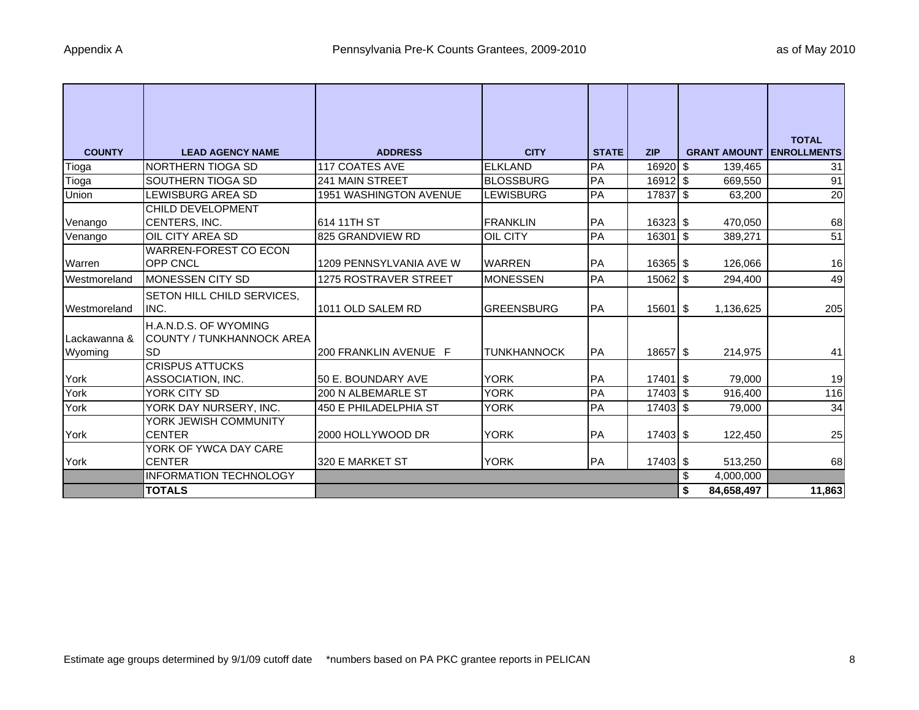| COUNTY | LEAD AGENCY NAME | ADDRESS | CITY | STATE | ZIP | GRANT AMOUNT | TOTAL ENROLLMENTS |
|---|---|---|---|---|---|---|---|
| Tioga | NORTHERN TIOGA SD | 117 COATES AVE | ELKLAND | PA | 16920 | $ 139,465 | 31 |
| Tioga | SOUTHERN TIOGA SD | 241 MAIN STREET | BLOSSBURG | PA | 16912 | $ 669,550 | 91 |
| Union | LEWISBURG AREA SD | 1951 WASHINGTON AVENUE | LEWISBURG | PA | 17837 | $ 63,200 | 20 |
| Venango | CHILD DEVELOPMENT CENTERS, INC. | 614 11TH ST | FRANKLIN | PA | 16323 | $ 470,050 | 68 |
| Venango | OIL CITY AREA SD | 825 GRANDVIEW RD | OIL CITY | PA | 16301 | $ 389,271 | 51 |
| Warren | WARREN-FOREST CO ECON OPP CNCL | 1209 PENNSYLVANIA AVE W | WARREN | PA | 16365 | $ 126,066 | 16 |
| Westmoreland | MONESSEN CITY SD | 1275 ROSTRAVER STREET | MONESSEN | PA | 15062 | $ 294,400 | 49 |
| Westmoreland | SETON HILL CHILD SERVICES, INC. | 1011 OLD SALEM RD | GREENSBURG | PA | 15601 | $ 1,136,625 | 205 |
| Lackawanna & Wyoming | H.A.N.D.S. OF WYOMING COUNTY / TUNKHANNOCK AREA SD | 200 FRANKLIN AVENUE F | TUNKHANNOCK | PA | 18657 | $ 214,975 | 41 |
| York | CRISPUS ATTUCKS ASSOCIATION, INC. | 50 E. BOUNDARY AVE | YORK | PA | 17401 | $ 79,000 | 19 |
| York | YORK CITY SD | 200 N ALBEMARLE ST | YORK | PA | 17403 | $ 916,400 | 116 |
| York | YORK DAY NURSERY, INC. | 450 E PHILADELPHIA ST | YORK | PA | 17403 | $ 79,000 | 34 |
| York | YORK JEWISH COMMUNITY CENTER | 2000 HOLLYWOOD DR | YORK | PA | 17403 | $ 122,450 | 25 |
| York | YORK OF YWCA DAY CARE CENTER | 320 E MARKET ST | YORK | PA | 17403 | $ 513,250 | 68 |
| | INFORMATION TECHNOLOGY | | | | | $ 4,000,000 | |
| | **TOTALS** | | | | | **$ 84,658,497** | **11,863** |

Estimate age groups determined by 9/1/09 cutoff date \*numbers based on PA PKC grantee reports in PELICAN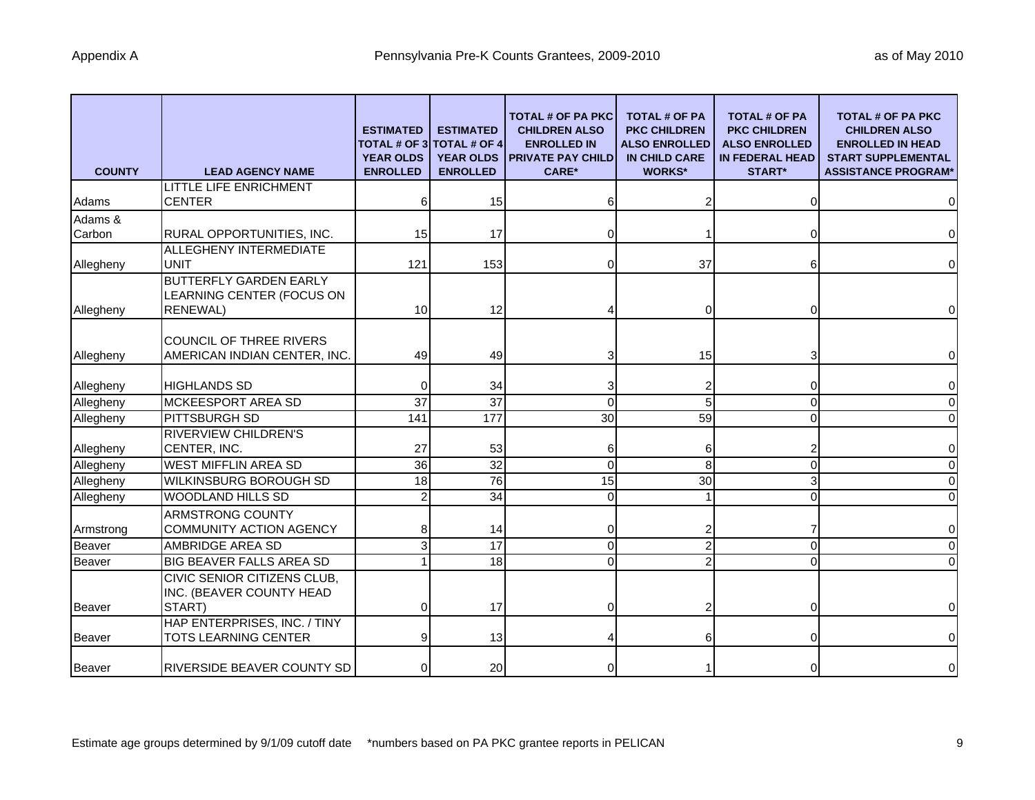Appendix A — Pennsylvania Pre-K Counts Grantees, 2009-2010 — as of May 2010

| COUNTY | LEAD AGENCY NAME | ESTIMATED TOTAL # OF 3 YEAR OLDS ENROLLED | ESTIMATED TOTAL # OF 4 YEAR OLDS ENROLLED | TOTAL # OF PA PKC CHILDREN ALSO ENROLLED IN PRIVATE PAY CHILD CARE* | TOTAL # OF PA PKC CHILDREN ALSO ENROLLED IN CHILD CARE WORKS* | TOTAL # OF PA PKC CHILDREN ALSO ENROLLED IN FEDERAL HEAD START* | TOTAL # OF PA PKC CHILDREN ALSO ENROLLED IN HEAD START SUPPLEMENTAL ASSISTANCE PROGRAM* |
|---|---|---|---|---|---|---|---|
| Adams | LITTLE LIFE ENRICHMENT CENTER | 6 | 15 | 6 | 2 | 0 | 0 |
| Adams & Carbon | RURAL OPPORTUNITIES, INC. | 15 | 17 | 0 | 1 | 0 | 0 |
| Allegheny | ALLEGHENY INTERMEDIATE UNIT | 121 | 153 | 0 | 37 | 6 | 0 |
| Allegheny | BUTTERFLY GARDEN EARLY LEARNING CENTER (FOCUS ON RENEWAL) | 10 | 12 | 4 | 0 | 0 | 0 |
| Allegheny | COUNCIL OF THREE RIVERS AMERICAN INDIAN CENTER, INC. | 49 | 49 | 3 | 15 | 3 | 0 |
| Allegheny | HIGHLANDS SD | 0 | 34 | 3 | 2 | 0 | 0 |
| Allegheny | MCKEESPORT AREA SD | 37 | 37 | 0 | 5 | 0 | 0 |
| Allegheny | PITTSBURGH SD | 141 | 177 | 30 | 59 | 0 | 0 |
| Allegheny | RIVERVIEW CHILDREN'S CENTER, INC. | 27 | 53 | 6 | 6 | 2 | 0 |
| Allegheny | WEST MIFFLIN AREA SD | 36 | 32 | 0 | 8 | 0 | 0 |
| Allegheny | WILKINSBURG BOROUGH SD | 18 | 76 | 15 | 30 | 3 | 0 |
| Allegheny | WOODLAND HILLS SD | 2 | 34 | 0 | 1 | 0 | 0 |
| Armstrong | ARMSTRONG COUNTY COMMUNITY ACTION AGENCY | 8 | 14 | 0 | 2 | 7 | 0 |
| Beaver | AMBRIDGE AREA SD | 3 | 17 | 0 | 2 | 0 | 0 |
| Beaver | BIG BEAVER FALLS AREA SD | 1 | 18 | 0 | 2 | 0 | 0 |
| Beaver | CIVIC SENIOR CITIZENS CLUB, INC. (BEAVER COUNTY HEAD START) | 0 | 17 | 0 | 2 | 0 | 0 |
| Beaver | HAP ENTERPRISES, INC. / TINY TOTS LEARNING CENTER | 9 | 13 | 4 | 6 | 0 | 0 |
| Beaver | RIVERSIDE BEAVER COUNTY SD | 0 | 20 | 0 | 1 | 0 | 0 |

Estimate age groups determined by 9/1/09 cutoff date     *numbers based on PA PKC grantee reports in PELICAN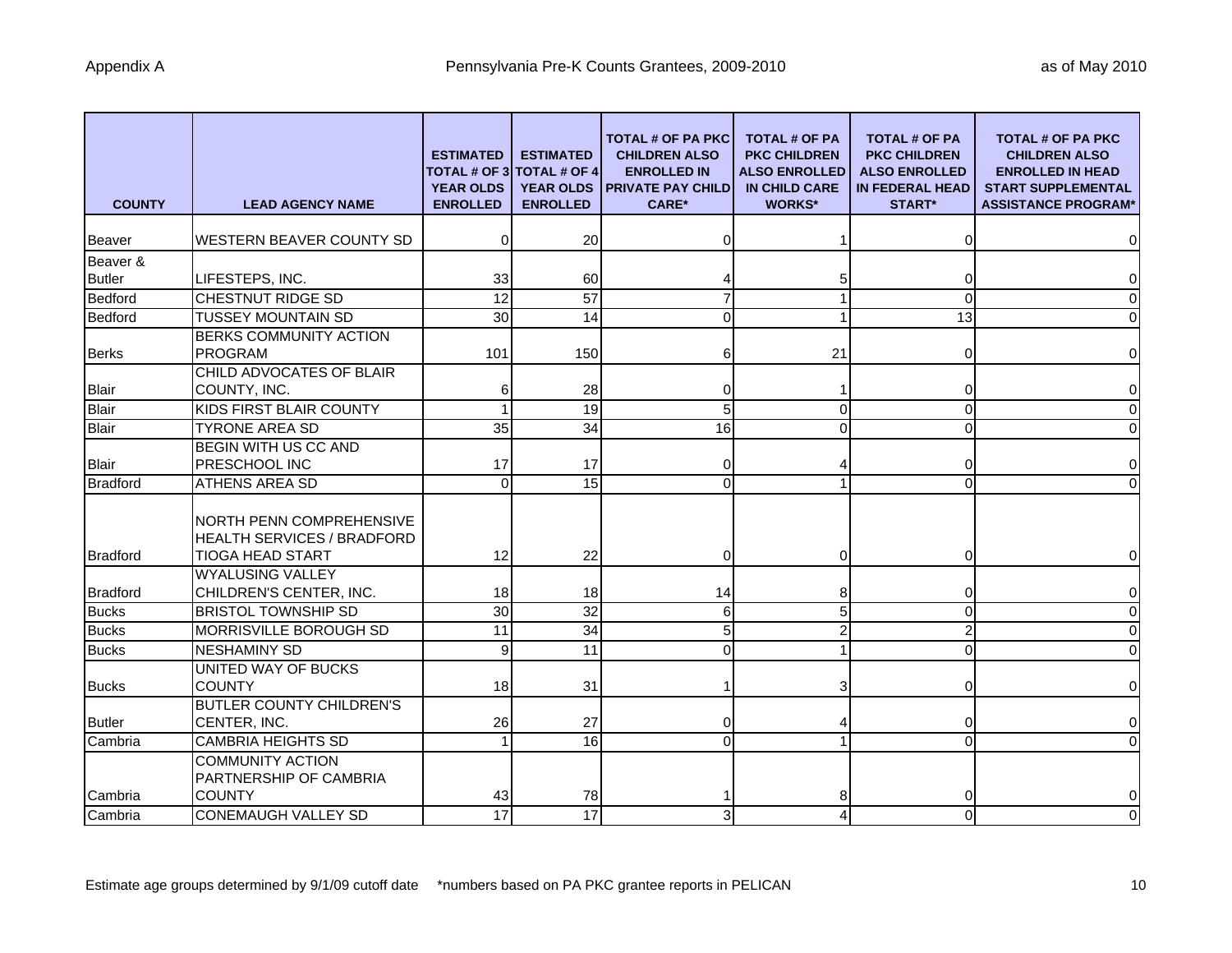Appendix A

# Pennsylvania Pre-K Counts Grantees, 2009-2010

as of May 2010

| COUNTY | LEAD AGENCY NAME | ESTIMATED TOTAL # OF 3 YEAR OLDS ENROLLED | ESTIMATED TOTAL # OF 4 YEAR OLDS ENROLLED | TOTAL # OF PA PKC CHILDREN ALSO ENROLLED IN PRIVATE PAY CHILD CARE* | TOTAL # OF PA PKC CHILDREN ALSO ENROLLED IN CHILD CARE WORKS* | TOTAL # OF PA PKC CHILDREN ALSO ENROLLED IN FEDERAL HEAD START* | TOTAL # OF PA PKC CHILDREN ALSO ENROLLED IN HEAD START SUPPLEMENTAL ASSISTANCE PROGRAM* |
|---|---|---|---|---|---|---|---|
| Beaver | WESTERN BEAVER COUNTY SD | 0 | 20 | 0 | 1 | 0 | 0 |
| Beaver & Butler | LIFESTEPS, INC. | 33 | 60 | 4 | 5 | 0 | 0 |
| Bedford | CHESTNUT RIDGE SD | 12 | 57 | 7 | 1 | 0 | 0 |
| Bedford | TUSSEY MOUNTAIN SD | 30 | 14 | 0 | 1 | 13 | 0 |
| Berks | BERKS COMMUNITY ACTION PROGRAM | 101 | 150 | 6 | 21 | 0 | 0 |
| Blair | CHILD ADVOCATES OF BLAIR COUNTY, INC. | 6 | 28 | 0 | 1 | 0 | 0 |
| Blair | KIDS FIRST BLAIR COUNTY | 1 | 19 | 5 | 0 | 0 | 0 |
| Blair | TYRONE AREA SD | 35 | 34 | 16 | 0 | 0 | 0 |
| Blair | BEGIN WITH US CC AND PRESCHOOL INC | 17 | 17 | 0 | 4 | 0 | 0 |
| Bradford | ATHENS AREA SD | 0 | 15 | 0 | 1 | 0 | 0 |
| Bradford | NORTH PENN COMPREHENSIVE HEALTH SERVICES / BRADFORD TIOGA HEAD START | 12 | 22 | 0 | 0 | 0 | 0 |
| Bradford | WYALUSING VALLEY CHILDREN'S CENTER, INC. | 18 | 18 | 14 | 8 | 0 | 0 |
| Bucks | BRISTOL TOWNSHIP SD | 30 | 32 | 6 | 5 | 0 | 0 |
| Bucks | MORRISVILLE BOROUGH SD | 11 | 34 | 5 | 2 | 2 | 0 |
| Bucks | NESHAMINY SD | 9 | 11 | 0 | 1 | 0 | 0 |
| Bucks | UNITED WAY OF BUCKS COUNTY | 18 | 31 | 1 | 3 | 0 | 0 |
| Butler | BUTLER COUNTY CHILDREN'S CENTER, INC. | 26 | 27 | 0 | 4 | 0 | 0 |
| Cambria | CAMBRIA HEIGHTS SD | 1 | 16 | 0 | 1 | 0 | 0 |
| Cambria | COMMUNITY ACTION PARTNERSHIP OF CAMBRIA COUNTY | 43 | 78 | 1 | 8 | 0 | 0 |
| Cambria | CONEMAUGH VALLEY SD | 17 | 17 | 3 | 4 | 0 | 0 |

Estimate age groups determined by 9/1/09 cutoff date     *numbers based on PA PKC grantee reports in PELICAN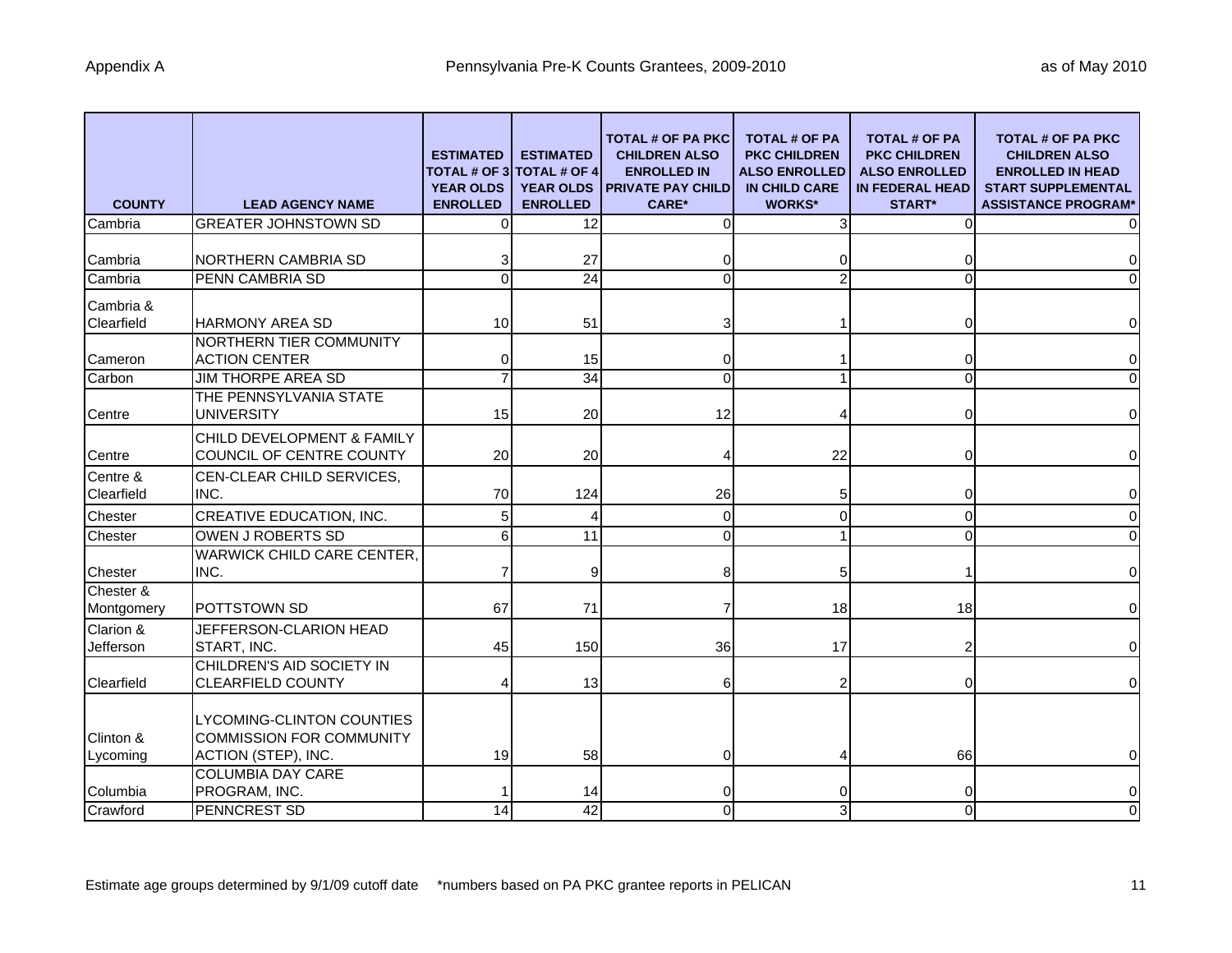| COUNTY | LEAD AGENCY NAME | ESTIMATED TOTAL # OF 3 YEAR OLDS ENROLLED | ESTIMATED TOTAL # OF 4 YEAR OLDS ENROLLED | TOTAL # OF PA PKC CHILDREN ALSO ENROLLED IN PRIVATE PAY CHILD CARE* | TOTAL # OF PA PKC CHILDREN ALSO ENROLLED IN CHILD CARE WORKS* | TOTAL # OF PA PKC CHILDREN ALSO ENROLLED IN FEDERAL HEAD START* | TOTAL # OF PA PKC CHILDREN ALSO ENROLLED IN HEAD START SUPPLEMENTAL ASSISTANCE PROGRAM* |
|---|---|---|---|---|---|---|---|
| Cambria | GREATER JOHNSTOWN SD | 0 | 12 | 0 | 3 | 0 | 0 |
| Cambria | NORTHERN CAMBRIA SD | 3 | 27 | 0 | 0 | 0 | 0 |
| Cambria | PENN CAMBRIA SD | 0 | 24 | 0 | 2 | 0 | 0 |
| Cambria & Clearfield | HARMONY AREA SD | 10 | 51 | 3 | 1 | 0 | 0 |
| Cameron | NORTHERN TIER COMMUNITY ACTION CENTER | 0 | 15 | 0 | 1 | 0 | 0 |
| Carbon | JIM THORPE AREA SD | 7 | 34 | 0 | 1 | 0 | 0 |
| Centre | THE PENNSYLVANIA STATE UNIVERSITY | 15 | 20 | 12 | 4 | 0 | 0 |
| Centre | CHILD DEVELOPMENT & FAMILY COUNCIL OF CENTRE COUNTY | 20 | 20 | 4 | 22 | 0 | 0 |
| Centre & Clearfield | CEN-CLEAR CHILD SERVICES, INC. | 70 | 124 | 26 | 5 | 0 | 0 |
| Chester | CREATIVE EDUCATION, INC. | 5 | 4 | 0 | 0 | 0 | 0 |
| Chester | OWEN J ROBERTS SD | 6 | 11 | 0 | 1 | 0 | 0 |
| Chester | WARWICK CHILD CARE CENTER, INC. | 7 | 9 | 8 | 5 | 1 | 0 |
| Chester & Montgomery | POTTSTOWN SD | 67 | 71 | 7 | 18 | 18 | 0 |
| Clarion & Jefferson | JEFFERSON-CLARION HEAD START, INC. | 45 | 150 | 36 | 17 | 2 | 0 |
| Clearfield | CHILDREN'S AID SOCIETY IN CLEARFIELD COUNTY | 4 | 13 | 6 | 2 | 0 | 0 |
| Clinton & Lycoming | LYCOMING-CLINTON COUNTIES COMMISSION FOR COMMUNITY ACTION (STEP), INC. | 19 | 58 | 0 | 4 | 66 | 0 |
| Columbia | COLUMBIA DAY CARE PROGRAM, INC. | 1 | 14 | 0 | 0 | 0 | 0 |
| Crawford | PENNCREST SD | 14 | 42 | 0 | 3 | 0 | 0 |

Estimate age groups determined by 9/1/09 cutoff date   *numbers based on PA PKC grantee reports in PELICAN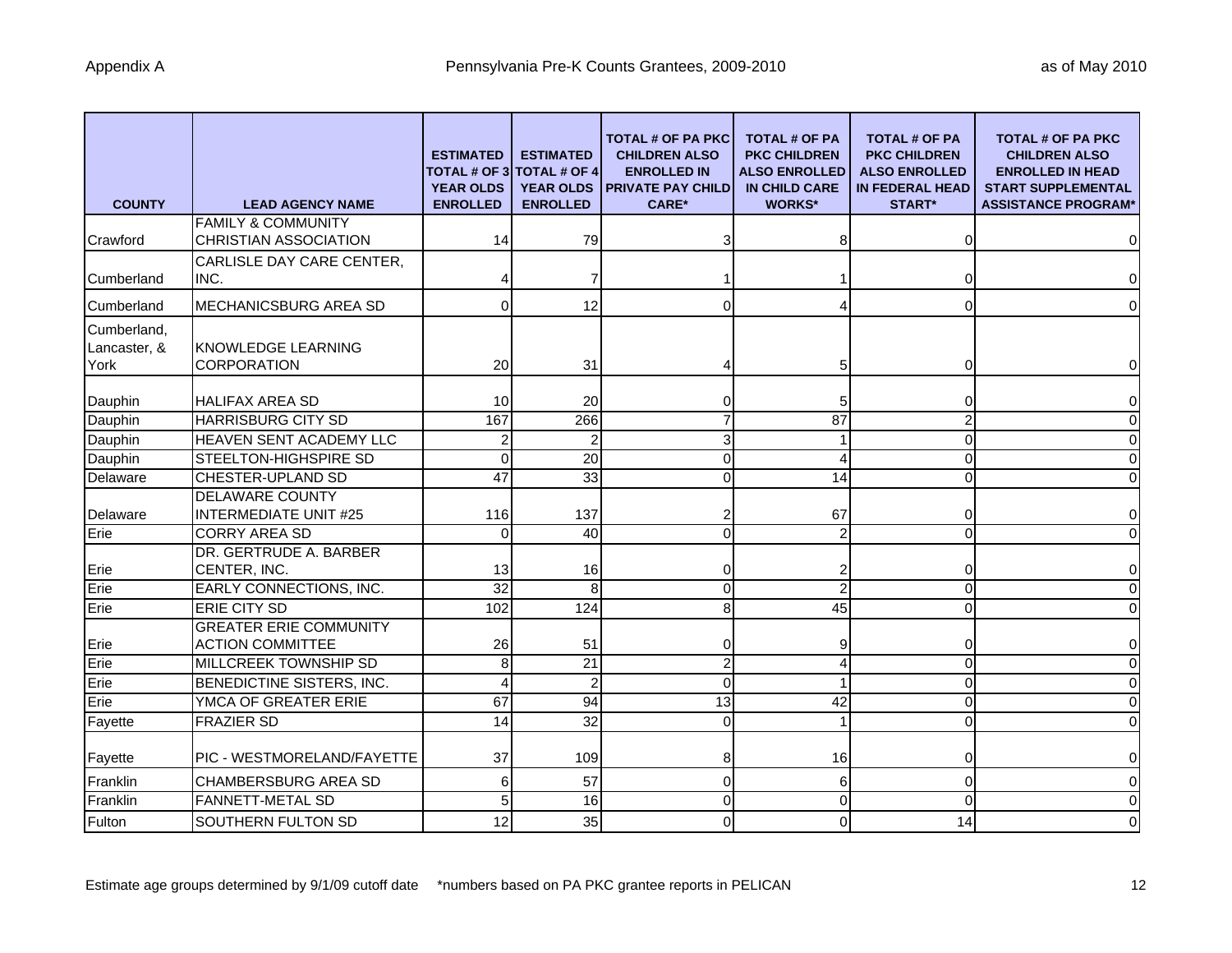| COUNTY | LEAD AGENCY NAME | ESTIMATED TOTAL # OF 3 YEAR OLDS ENROLLED | ESTIMATED TOTAL # OF 4 YEAR OLDS ENROLLED | TOTAL # OF PA PKC CHILDREN ALSO ENROLLED IN PRIVATE PAY CHILD CARE* | TOTAL # OF PA PKC CHILDREN ALSO ENROLLED IN CHILD CARE WORKS* | TOTAL # OF PA PKC CHILDREN ALSO ENROLLED IN FEDERAL HEAD START* | TOTAL # OF PA PKC CHILDREN ALSO ENROLLED IN HEAD START SUPPLEMENTAL ASSISTANCE PROGRAM* |
|---|---|---|---|---|---|---|---|
| Crawford | FAMILY & COMMUNITY CHRISTIAN ASSOCIATION | 14 | 79 | 3 | 8 | 0 | 0 |
| Cumberland | CARLISLE DAY CARE CENTER, INC. | 4 | 7 | 1 | 1 | 0 | 0 |
| Cumberland | MECHANICSBURG AREA SD | 0 | 12 | 0 | 4 | 0 | 0 |
| Cumberland, Lancaster, & York | KNOWLEDGE LEARNING CORPORATION | 20 | 31 | 4 | 5 | 0 | 0 |
| Dauphin | HALIFAX AREA SD | 10 | 20 | 0 | 5 | 0 | 0 |
| Dauphin | HARRISBURG CITY SD | 167 | 266 | 7 | 87 | 2 | 0 |
| Dauphin | HEAVEN SENT ACADEMY LLC | 2 | 2 | 3 | 1 | 0 | 0 |
| Dauphin | STEELTON-HIGHSPIRE SD | 0 | 20 | 0 | 4 | 0 | 0 |
| Delaware | CHESTER-UPLAND SD | 47 | 33 | 0 | 14 | 0 | 0 |
| Delaware | DELAWARE COUNTY INTERMEDIATE UNIT #25 | 116 | 137 | 2 | 67 | 0 | 0 |
| Erie | CORRY AREA SD | 0 | 40 | 0 | 2 | 0 | 0 |
| Erie | DR. GERTRUDE A. BARBER CENTER, INC. | 13 | 16 | 0 | 2 | 0 | 0 |
| Erie | EARLY CONNECTIONS, INC. | 32 | 8 | 0 | 2 | 0 | 0 |
| Erie | ERIE CITY SD | 102 | 124 | 8 | 45 | 0 | 0 |
| Erie | GREATER ERIE COMMUNITY ACTION COMMITTEE | 26 | 51 | 0 | 9 | 0 | 0 |
| Erie | MILLCREEK TOWNSHIP SD | 8 | 21 | 2 | 4 | 0 | 0 |
| Erie | BENEDICTINE SISTERS, INC. | 4 | 2 | 0 | 1 | 0 | 0 |
| Erie | YMCA OF GREATER ERIE | 67 | 94 | 13 | 42 | 0 | 0 |
| Fayette | FRAZIER SD | 14 | 32 | 0 | 1 | 0 | 0 |
| Fayette | PIC - WESTMORELAND/FAYETTE | 37 | 109 | 8 | 16 | 0 | 0 |
| Franklin | CHAMBERSBURG AREA SD | 6 | 57 | 0 | 6 | 0 | 0 |
| Franklin | FANNETT-METAL SD | 5 | 16 | 0 | 0 | 0 | 0 |
| Fulton | SOUTHERN FULTON SD | 12 | 35 | 0 | 0 | 14 | 0 |

Estimate age groups determined by 9/1/09 cutoff date     *numbers based on PA PKC grantee reports in PELICAN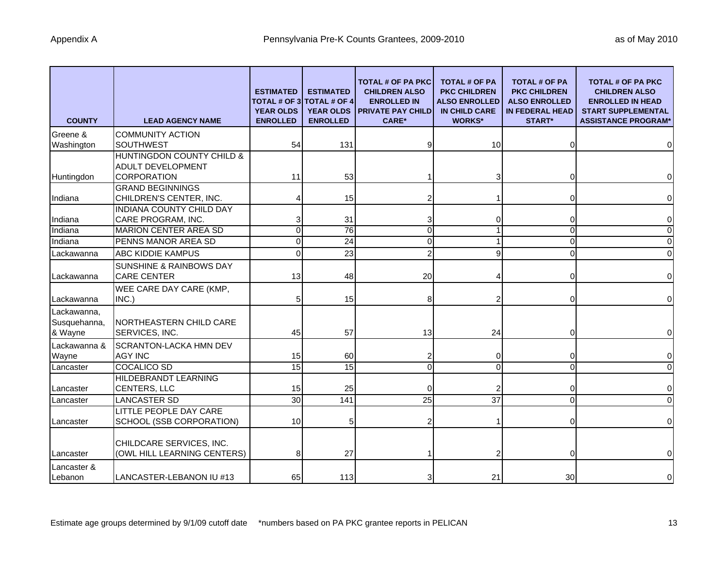| COUNTY | LEAD AGENCY NAME | ESTIMATED TOTAL # OF 3 YEAR OLDS ENROLLED | ESTIMATED TOTAL # OF 4 YEAR OLDS ENROLLED | TOTAL # OF PA PKC CHILDREN ALSO ENROLLED IN PRIVATE PAY CHILD CARE* | TOTAL # OF PA PKC CHILDREN ALSO ENROLLED IN CHILD CARE WORKS* | TOTAL # OF PA PKC CHILDREN ALSO ENROLLED IN FEDERAL HEAD START* | TOTAL # OF PA PKC CHILDREN ALSO ENROLLED IN HEAD START SUPPLEMENTAL ASSISTANCE PROGRAM* |
|---|---|---|---|---|---|---|---|
| Greene & Washington | COMMUNITY ACTION SOUTHWEST | 54 | 131 | 9 | 10 | 0 | 0 |
| Huntingdon | HUNTINGDON COUNTY CHILD & ADULT DEVELOPMENT CORPORATION | 11 | 53 | 1 | 3 | 0 | 0 |
| Indiana | GRAND BEGINNINGS CHILDREN'S CENTER, INC. | 4 | 15 | 2 | 1 | 0 | 0 |
| Indiana | INDIANA COUNTY CHILD DAY CARE PROGRAM, INC. | 3 | 31 | 3 | 0 | 0 | 0 |
| Indiana | MARION CENTER AREA SD | 0 | 76 | 0 | 1 | 0 | 0 |
| Indiana | PENNS MANOR AREA SD | 0 | 24 | 0 | 1 | 0 | 0 |
| Lackawanna | ABC KIDDIE KAMPUS | 0 | 23 | 2 | 9 | 0 | 0 |
| Lackawanna | SUNSHINE & RAINBOWS DAY CARE CENTER | 13 | 48 | 20 | 4 | 0 | 0 |
| Lackawanna | WEE CARE DAY CARE (KMP, INC.) | 5 | 15 | 8 | 2 | 0 | 0 |
| Lackawanna, Susquehanna, & Wayne | NORTHEASTERN CHILD CARE SERVICES, INC. | 45 | 57 | 13 | 24 | 0 | 0 |
| Lackawanna & Wayne | SCRANTON-LACKA HMN DEV AGY INC | 15 | 60 | 2 | 0 | 0 | 0 |
| Lancaster | COCALICO SD | 15 | 15 | 0 | 0 | 0 | 0 |
| Lancaster | HILDEBRANDT LEARNING CENTERS, LLC | 15 | 25 | 0 | 2 | 0 | 0 |
| Lancaster | LANCASTER SD | 30 | 141 | 25 | 37 | 0 | 0 |
| Lancaster | LITTLE PEOPLE DAY CARE SCHOOL (SSB CORPORATION) | 10 | 5 | 2 | 1 | 0 | 0 |
| Lancaster | CHILDCARE SERVICES, INC. (OWL HILL LEARNING CENTERS) | 8 | 27 | 1 | 2 | 0 | 0 |
| Lancaster & Lebanon | LANCASTER-LEBANON IU #13 | 65 | 113 | 3 | 21 | 30 | 0 |

Estimate age groups determined by 9/1/09 cutoff date *numbers based on PA PKC grantee reports in PELICAN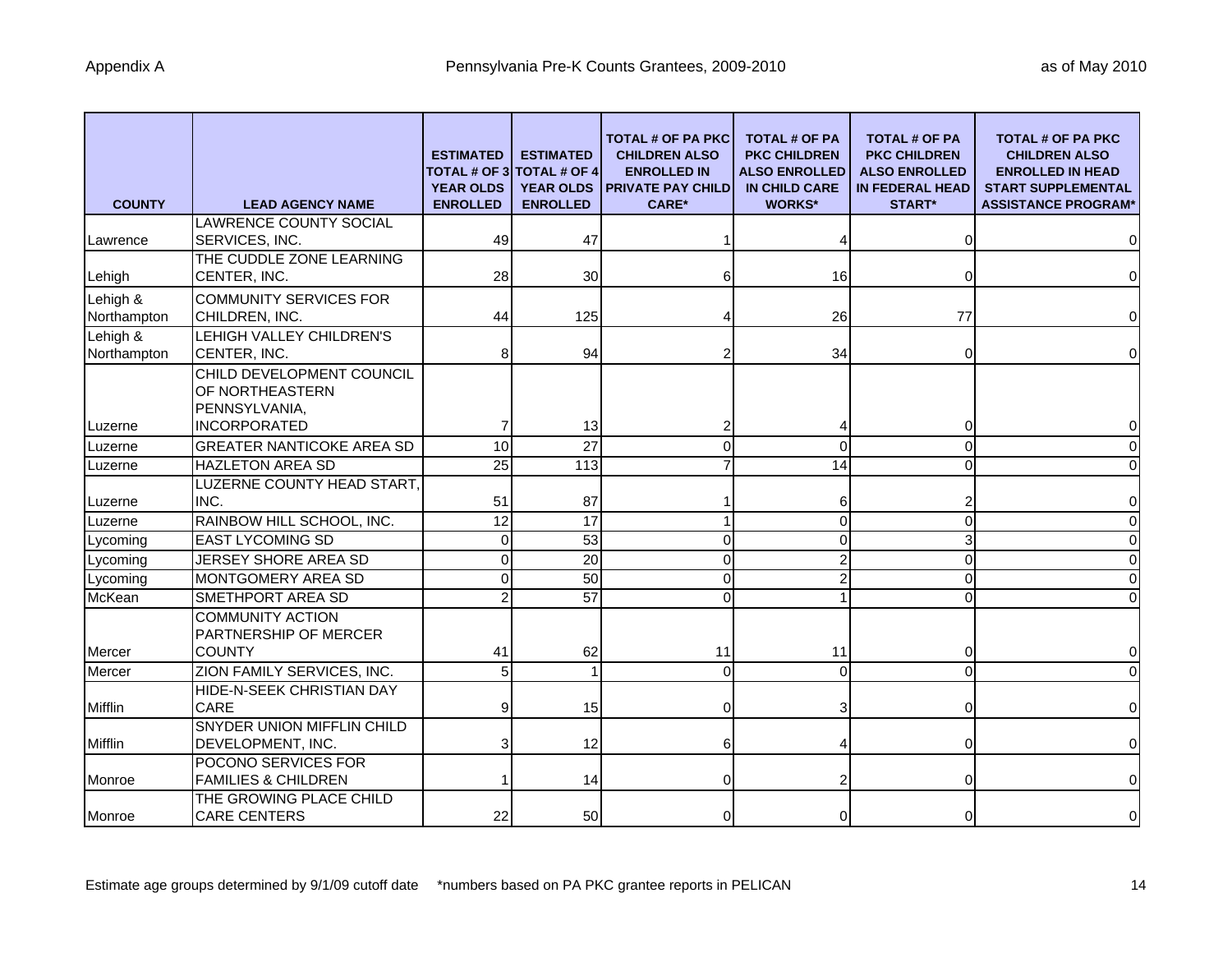| COUNTY | LEAD AGENCY NAME | ESTIMATED TOTAL # OF 3 YEAR OLDS ENROLLED | ESTIMATED TOTAL # OF 4 YEAR OLDS ENROLLED | TOTAL # OF PA PKC CHILDREN ALSO ENROLLED IN PRIVATE PAY CHILD CARE* | TOTAL # OF PA PKC CHILDREN ALSO ENROLLED IN CHILD CARE WORKS* | TOTAL # OF PA PKC CHILDREN ALSO ENROLLED IN FEDERAL HEAD START* | TOTAL # OF PA PKC CHILDREN ALSO ENROLLED IN HEAD START SUPPLEMENTAL ASSISTANCE PROGRAM* |
|---|---|---|---|---|---|---|---|
| Lawrence | LAWRENCE COUNTY SOCIAL SERVICES, INC. | 49 | 47 | 1 | 4 | 0 | 0 |
| Lehigh | THE CUDDLE ZONE LEARNING CENTER, INC. | 28 | 30 | 6 | 16 | 0 | 0 |
| Lehigh & Northampton | COMMUNITY SERVICES FOR CHILDREN, INC. | 44 | 125 | 4 | 26 | 77 | 0 |
| Lehigh & Northampton | LEHIGH VALLEY CHILDREN'S CENTER, INC. | 8 | 94 | 2 | 34 | 0 | 0 |
| Luzerne | CHILD DEVELOPMENT COUNCIL OF NORTHEASTERN PENNSYLVANIA, INCORPORATED | 7 | 13 | 2 | 4 | 0 | 0 |
| Luzerne | GREATER NANTICOKE AREA SD | 10 | 27 | 0 | 0 | 0 | 0 |
| Luzerne | HAZLETON AREA SD | 25 | 113 | 7 | 14 | 0 | 0 |
| Luzerne | LUZERNE COUNTY HEAD START, INC. | 51 | 87 | 1 | 6 | 2 | 0 |
| Luzerne | RAINBOW HILL SCHOOL, INC. | 12 | 17 | 1 | 0 | 0 | 0 |
| Lycoming | EAST LYCOMING SD | 0 | 53 | 0 | 0 | 3 | 0 |
| Lycoming | JERSEY SHORE AREA SD | 0 | 20 | 0 | 2 | 0 | 0 |
| Lycoming | MONTGOMERY AREA SD | 0 | 50 | 0 | 2 | 0 | 0 |
| McKean | SMETHPORT AREA SD | 2 | 57 | 0 | 1 | 0 | 0 |
| Mercer | COMMUNITY ACTION PARTNERSHIP OF MERCER COUNTY | 41 | 62 | 11 | 11 | 0 | 0 |
| Mercer | ZION FAMILY SERVICES, INC. | 5 | 1 | 0 | 0 | 0 | 0 |
| Mifflin | HIDE-N-SEEK CHRISTIAN DAY CARE | 9 | 15 | 0 | 3 | 0 | 0 |
| Mifflin | SNYDER UNION MIFFLIN CHILD DEVELOPMENT, INC. | 3 | 12 | 6 | 4 | 0 | 0 |
| Monroe | POCONO SERVICES FOR FAMILIES & CHILDREN | 1 | 14 | 0 | 2 | 0 | 0 |
| Monroe | THE GROWING PLACE CHILD CARE CENTERS | 22 | 50 | 0 | 0 | 0 | 0 |

Estimate age groups determined by 9/1/09 cutoff date *numbers based on PA PKC grantee reports in PELICAN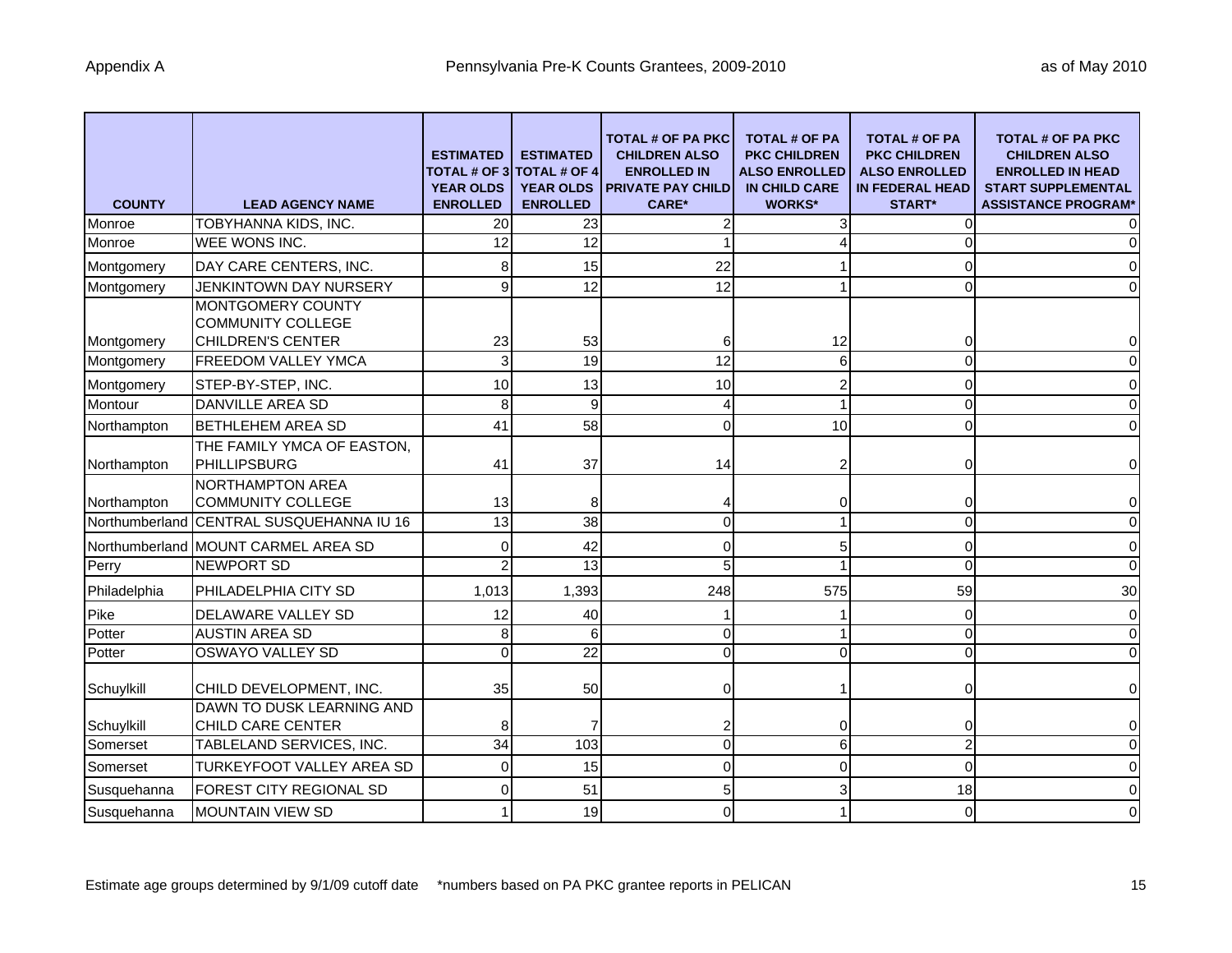Appendix A — Pennsylvania Pre-K Counts Grantees, 2009-2010 — as of May 2010

| COUNTY | LEAD AGENCY NAME | ESTIMATED TOTAL # OF 3 YEAR OLDS ENROLLED | ESTIMATED TOTAL # OF 4 YEAR OLDS ENROLLED | TOTAL # OF PA PKC CHILDREN ALSO ENROLLED IN PRIVATE PAY CHILD CARE* | TOTAL # OF PA PKC CHILDREN ALSO ENROLLED IN CHILD CARE WORKS* | TOTAL # OF PA PKC CHILDREN ALSO ENROLLED IN FEDERAL HEAD START* | TOTAL # OF PA PKC CHILDREN ALSO ENROLLED IN HEAD START SUPPLEMENTAL ASSISTANCE PROGRAM* |
|---|---|---|---|---|---|---|---|
| Monroe | TOBYHANNA KIDS, INC. | 20 | 23 | 2 | 3 | 0 | 0 |
| Monroe | WEE WONS INC. | 12 | 12 | 1 | 4 | 0 | 0 |
| Montgomery | DAY CARE CENTERS, INC. | 8 | 15 | 22 | 1 | 0 | 0 |
| Montgomery | JENKINTOWN DAY NURSERY | 9 | 12 | 12 | 1 | 0 | 0 |
| Montgomery | MONTGOMERY COUNTY COMMUNITY COLLEGE CHILDREN'S CENTER | 23 | 53 | 6 | 12 | 0 | 0 |
| Montgomery | FREEDOM VALLEY YMCA | 3 | 19 | 12 | 6 | 0 | 0 |
| Montgomery | STEP-BY-STEP, INC. | 10 | 13 | 10 | 2 | 0 | 0 |
| Montour | DANVILLE AREA SD | 8 | 9 | 4 | 1 | 0 | 0 |
| Northampton | BETHLEHEM AREA SD | 41 | 58 | 0 | 10 | 0 | 0 |
| Northampton | THE FAMILY YMCA OF EASTON, PHILLIPSBURG | 41 | 37 | 14 | 2 | 0 | 0 |
| Northampton | NORTHAMPTON AREA COMMUNITY COLLEGE | 13 | 8 | 4 | 0 | 0 | 0 |
| Northumberland | CENTRAL SUSQUEHANNA IU 16 | 13 | 38 | 0 | 1 | 0 | 0 |
| Northumberland | MOUNT CARMEL AREA SD | 0 | 42 | 0 | 5 | 0 | 0 |
| Perry | NEWPORT SD | 2 | 13 | 5 | 1 | 0 | 0 |
| Philadelphia | PHILADELPHIA CITY SD | 1,013 | 1,393 | 248 | 575 | 59 | 30 |
| Pike | DELAWARE VALLEY SD | 12 | 40 | 1 | 1 | 0 | 0 |
| Potter | AUSTIN AREA SD | 8 | 6 | 0 | 1 | 0 | 0 |
| Potter | OSWAYO VALLEY SD | 0 | 22 | 0 | 0 | 0 | 0 |
| Schuylkill | CHILD DEVELOPMENT, INC. | 35 | 50 | 0 | 1 | 0 | 0 |
| Schuylkill | DAWN TO DUSK LEARNING AND CHILD CARE CENTER | 8 | 7 | 2 | 0 | 0 | 0 |
| Somerset | TABLELAND SERVICES, INC. | 34 | 103 | 0 | 6 | 2 | 0 |
| Somerset | TURKEYFOOT VALLEY AREA SD | 0 | 15 | 0 | 0 | 0 | 0 |
| Susquehanna | FOREST CITY REGIONAL SD | 0 | 51 | 5 | 3 | 18 | 0 |
| Susquehanna | MOUNTAIN VIEW SD | 1 | 19 | 0 | 1 | 0 | 0 |

Estimate age groups determined by 9/1/09 cutoff date   *numbers based on PA PKC grantee reports in PELICAN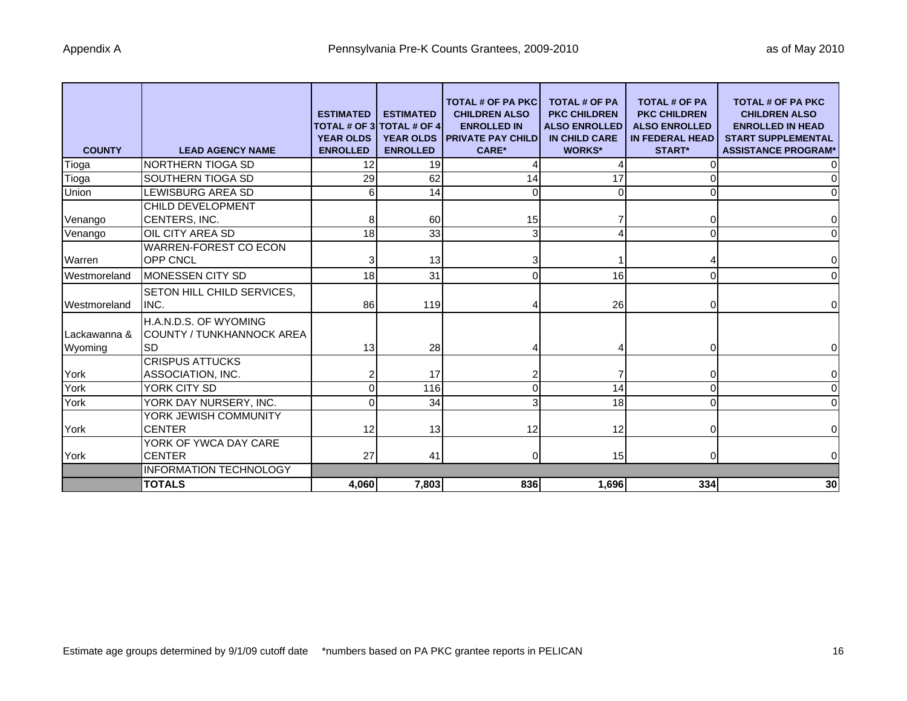| COUNTY | LEAD AGENCY NAME | ESTIMATED TOTAL # OF 3 YEAR OLDS ENROLLED | ESTIMATED TOTAL # OF 4 YEAR OLDS ENROLLED | TOTAL # OF PA PKC CHILDREN ALSO ENROLLED IN PRIVATE PAY CHILD CARE* | TOTAL # OF PA PKC CHILDREN ALSO ENROLLED IN CHILD CARE WORKS* | TOTAL # OF PA PKC CHILDREN ALSO ENROLLED IN FEDERAL HEAD START* | TOTAL # OF PA PKC CHILDREN ALSO ENROLLED IN HEAD START SUPPLEMENTAL ASSISTANCE PROGRAM* |
|---|---|---|---|---|---|---|---|
| Tioga | NORTHERN TIOGA SD | 12 | 19 | 4 | 4 | 0 | 0 |
| Tioga | SOUTHERN TIOGA SD | 29 | 62 | 14 | 17 | 0 | 0 |
| Union | LEWISBURG AREA SD | 6 | 14 | 0 | 0 | 0 | 0 |
| Venango | CHILD DEVELOPMENT CENTERS, INC. | 8 | 60 | 15 | 7 | 0 | 0 |
| Venango | OIL CITY AREA SD | 18 | 33 | 3 | 4 | 0 | 0 |
| Warren | WARREN-FOREST CO ECON OPP CNCL | 3 | 13 | 3 | 1 | 4 | 0 |
| Westmoreland | MONESSEN CITY SD | 18 | 31 | 0 | 16 | 0 | 0 |
| Westmoreland | SETON HILL CHILD SERVICES, INC. | 86 | 119 | 4 | 26 | 0 | 0 |
| Lackawanna & Wyoming | H.A.N.D.S. OF WYOMING COUNTY / TUNKHANNOCK AREA SD | 13 | 28 | 4 | 4 | 0 | 0 |
| York | CRISPUS ATTUCKS ASSOCIATION, INC. | 2 | 17 | 2 | 7 | 0 | 0 |
| York | YORK CITY SD | 0 | 116 | 0 | 14 | 0 | 0 |
| York | YORK DAY NURSERY, INC. | 0 | 34 | 3 | 18 | 0 | 0 |
| York | YORK JEWISH COMMUNITY CENTER | 12 | 13 | 12 | 12 | 0 | 0 |
| York | YORK OF YWCA DAY CARE CENTER | 27 | 41 | 0 | 15 | 0 | 0 |
| | INFORMATION TECHNOLOGY | | | | | | |
| | **TOTALS** | **4,060** | **7,803** | **836** | **1,696** | **334** | **30** |

Estimate age groups determined by 9/1/09 cutoff date    *numbers based on PA PKC grantee reports in PELICAN